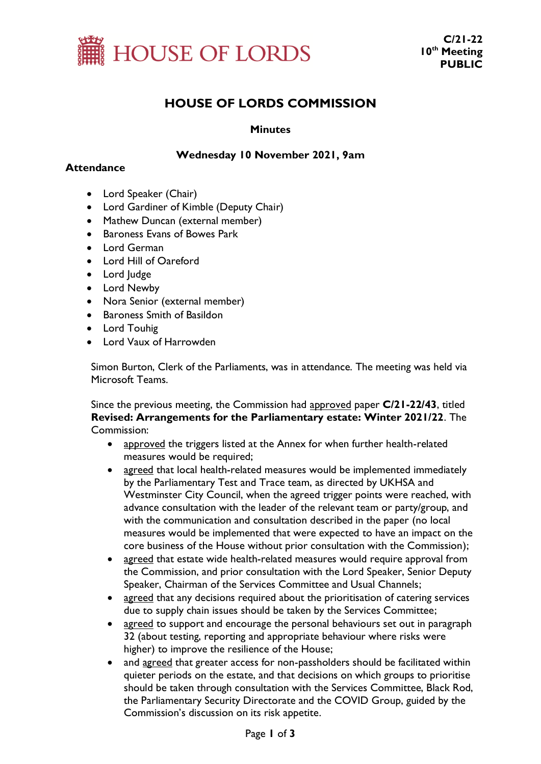HOUSE OF LORDS

**C/21-22**
**10th Meeting**
**PUBLIC**

# HOUSE OF LORDS COMMISSION

**Minutes**

**Wednesday 10 November 2021, 9am**

**Attendance**

- Lord Speaker (Chair)
- Lord Gardiner of Kimble (Deputy Chair)
- Mathew Duncan (external member)
- Baroness Evans of Bowes Park
- Lord German
- Lord Hill of Oareford
- Lord Judge
- Lord Newby
- Nora Senior (external member)
- Baroness Smith of Basildon
- Lord Touhig
- Lord Vaux of Harrowden

Simon Burton, Clerk of the Parliaments, was in attendance. The meeting was held via Microsoft Teams.

Since the previous meeting, the Commission had approved paper **C/21-22/43**, titled **Revised: Arrangements for the Parliamentary estate: Winter 2021/22**. The Commission:

- approved the triggers listed at the Annex for when further health-related measures would be required;
- agreed that local health-related measures would be implemented immediately by the Parliamentary Test and Trace team, as directed by UKHSA and Westminster City Council, when the agreed trigger points were reached, with advance consultation with the leader of the relevant team or party/group, and with the communication and consultation described in the paper (no local measures would be implemented that were expected to have an impact on the core business of the House without prior consultation with the Commission);
- agreed that estate wide health-related measures would require approval from the Commission, and prior consultation with the Lord Speaker, Senior Deputy Speaker, Chairman of the Services Committee and Usual Channels;
- agreed that any decisions required about the prioritisation of catering services due to supply chain issues should be taken by the Services Committee;
- agreed to support and encourage the personal behaviours set out in paragraph 32 (about testing, reporting and appropriate behaviour where risks were higher) to improve the resilience of the House;
- and agreed that greater access for non-passholders should be facilitated within quieter periods on the estate, and that decisions on which groups to prioritise should be taken through consultation with the Services Committee, Black Rod, the Parliamentary Security Directorate and the COVID Group, guided by the Commission's discussion on its risk appetite.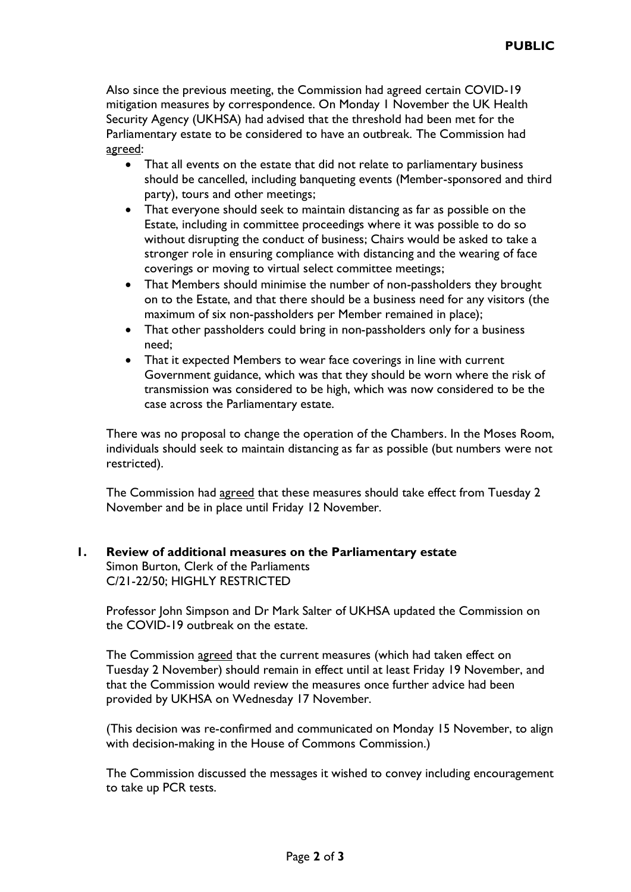Also since the previous meeting, the Commission had agreed certain COVID-19 mitigation measures by correspondence. On Monday 1 November the UK Health Security Agency (UKHSA) had advised that the threshold had been met for the Parliamentary estate to be considered to have an outbreak. The Commission had agreed:

- That all events on the estate that did not relate to parliamentary business should be cancelled, including banqueting events (Member-sponsored and third party), tours and other meetings;
- That everyone should seek to maintain distancing as far as possible on the Estate, including in committee proceedings where it was possible to do so without disrupting the conduct of business; Chairs would be asked to take a stronger role in ensuring compliance with distancing and the wearing of face coverings or moving to virtual select committee meetings;
- That Members should minimise the number of non-passholders they brought on to the Estate, and that there should be a business need for any visitors (the maximum of six non-passholders per Member remained in place);
- That other passholders could bring in non-passholders only for a business need;
- That it expected Members to wear face coverings in line with current Government guidance, which was that they should be worn where the risk of transmission was considered to be high, which was now considered to be the case across the Parliamentary estate.

There was no proposal to change the operation of the Chambers. In the Moses Room, individuals should seek to maintain distancing as far as possible (but numbers were not restricted).

The Commission had agreed that these measures should take effect from Tuesday 2 November and be in place until Friday 12 November.

## 1. Review of additional measures on the Parliamentary estate

Simon Burton, Clerk of the Parliaments
C/21-22/50; HIGHLY RESTRICTED

Professor John Simpson and Dr Mark Salter of UKHSA updated the Commission on the COVID-19 outbreak on the estate.

The Commission agreed that the current measures (which had taken effect on Tuesday 2 November) should remain in effect until at least Friday 19 November, and that the Commission would review the measures once further advice had been provided by UKHSA on Wednesday 17 November.

(This decision was re-confirmed and communicated on Monday 15 November, to align with decision-making in the House of Commons Commission.)

The Commission discussed the messages it wished to convey including encouragement to take up PCR tests.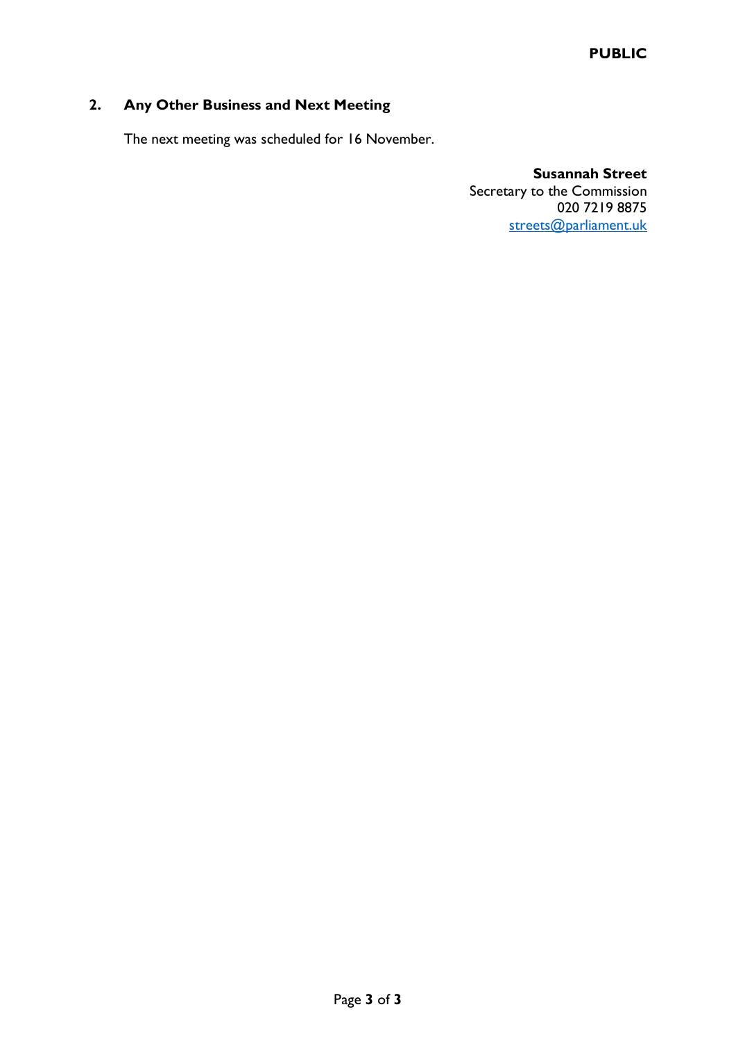**PUBLIC**

## 2. Any Other Business and Next Meeting

The next meeting was scheduled for 16 November.

**Susannah Street**
Secretary to the Commission
020 7219 8875
streets@parliament.uk